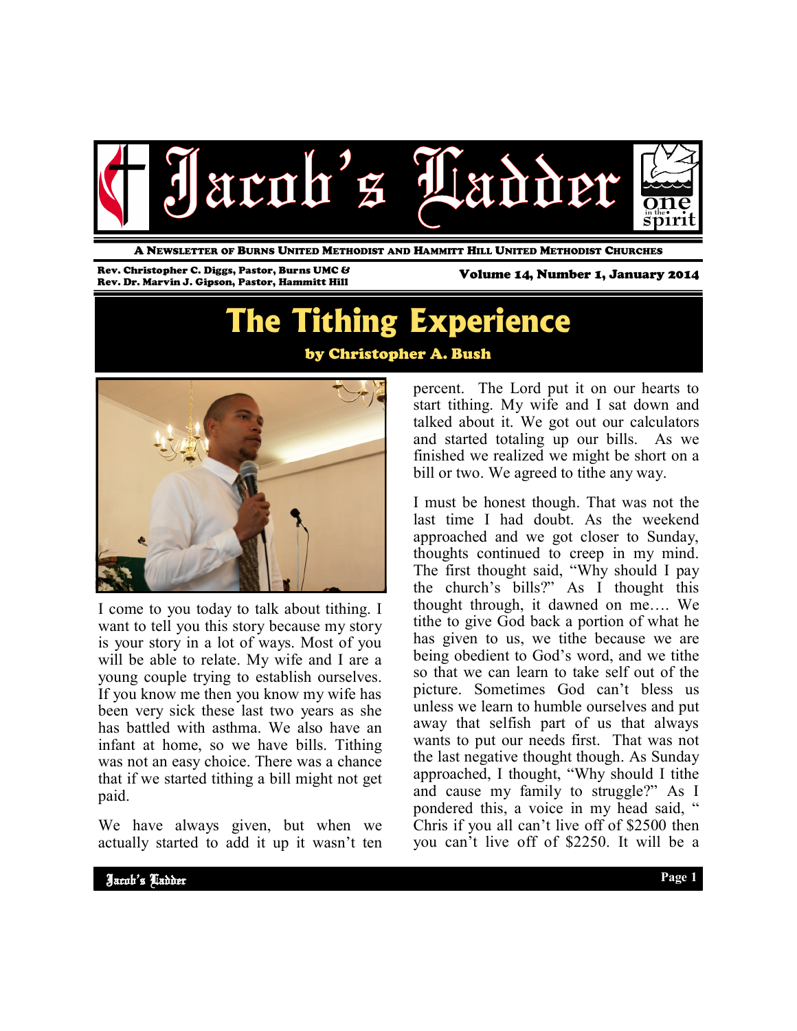# Jacob's Ladder

A NEWSLETTER OF BURNS UNITED METHODIST AND HAMMITT HILL UNITED METHODIST CHURCHES

Rev. Christopher C. Diggs, Pastor, Burns UMC &
Rev. Dr. Marvin J. Gipson, Pastor, Hammitt Hill

Volume 14, Number 1, January 2014

## The Tithing Experience

**by Christopher A. Bush**

I come to you today to talk about tithing. I want to tell you this story because my story is your story in a lot of ways. Most of you will be able to relate. My wife and I are a young couple trying to establish ourselves. If you know me then you know my wife has been very sick these last two years as she has battled with asthma. We also have an infant at home, so we have bills. Tithing was not an easy choice. There was a chance that if we started tithing a bill might not get paid.

We have always given, but when we actually started to add it up it wasn't ten percent. The Lord put it on our hearts to start tithing. My wife and I sat down and talked about it. We got out our calculators and started totaling up our bills. As we finished we realized we might be short on a bill or two. We agreed to tithe any way.

I must be honest though. That was not the last time I had doubt. As the weekend approached and we got closer to Sunday, thoughts continued to creep in my mind. The first thought said, "Why should I pay the church's bills?" As I thought this thought through, it dawned on me…. We tithe to give God back a portion of what he has given to us, we tithe because we are being obedient to God's word, and we tithe so that we can learn to take self out of the picture. Sometimes God can't bless us unless we learn to humble ourselves and put away that selfish part of us that always wants to put our needs first. That was not the last negative thought though. As Sunday approached, I thought, "Why should I tithe and cause my family to struggle?" As I pondered this, a voice in my head said, " Chris if you all can't live off of $2500 then you can't live off of $2250. It will be a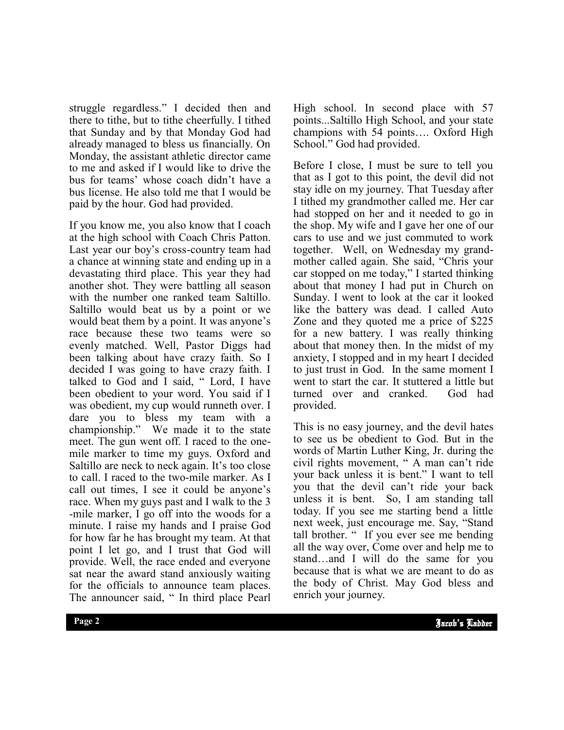struggle regardless." I decided then and there to tithe, but to tithe cheerfully. I tithed that Sunday and by that Monday God had already managed to bless us financially. On Monday, the assistant athletic director came to me and asked if I would like to drive the bus for teams' whose coach didn't have a bus license. He also told me that I would be paid by the hour. God had provided.

If you know me, you also know that I coach at the high school with Coach Chris Patton. Last year our boy's cross-country team had a chance at winning state and ending up in a devastating third place. This year they had another shot. They were battling all season with the number one ranked team Saltillo. Saltillo would beat us by a point or we would beat them by a point. It was anyone's race because these two teams were so evenly matched. Well, Pastor Diggs had been talking about have crazy faith. So I decided I was going to have crazy faith. I talked to God and I said, " Lord, I have been obedient to your word. You said if I was obedient, my cup would runneth over. I dare you to bless my team with a championship." We made it to the state meet. The gun went off. I raced to the one-mile marker to time my guys. Oxford and Saltillo are neck to neck again. It's too close to call. I raced to the two-mile marker. As I call out times, I see it could be anyone's race. When my guys past and I walk to the 3 -mile marker, I go off into the woods for a minute. I raise my hands and I praise God for how far he has brought my team. At that point I let go, and I trust that God will provide. Well, the race ended and everyone sat near the award stand anxiously waiting for the officials to announce team places. The announcer said, " In third place Pearl High school. In second place with 57 points...Saltillo High School, and your state champions with 54 points…. Oxford High School." God had provided.

Before I close, I must be sure to tell you that as I got to this point, the devil did not stay idle on my journey. That Tuesday after I tithed my grandmother called me. Her car had stopped on her and it needed to go in the shop. My wife and I gave her one of our cars to use and we just commuted to work together. Well, on Wednesday my grandmother called again. She said, "Chris your car stopped on me today," I started thinking about that money I had put in Church on Sunday. I went to look at the car it looked like the battery was dead. I called Auto Zone and they quoted me a price of $225 for a new battery. I was really thinking about that money then. In the midst of my anxiety, I stopped and in my heart I decided to just trust in God. In the same moment I went to start the car. It stuttered a little but turned over and cranked. God had provided.

This is no easy journey, and the devil hates to see us be obedient to God. But in the words of Martin Luther King, Jr. during the civil rights movement, " A man can't ride your back unless it is bent." I want to tell you that the devil can't ride your back unless it is bent. So, I am standing tall today. If you see me starting bend a little next week, just encourage me. Say, "Stand tall brother. " If you ever see me bending all the way over, Come over and help me to stand…and I will do the same for you because that is what we are meant to do as the body of Christ. May God bless and enrich your journey.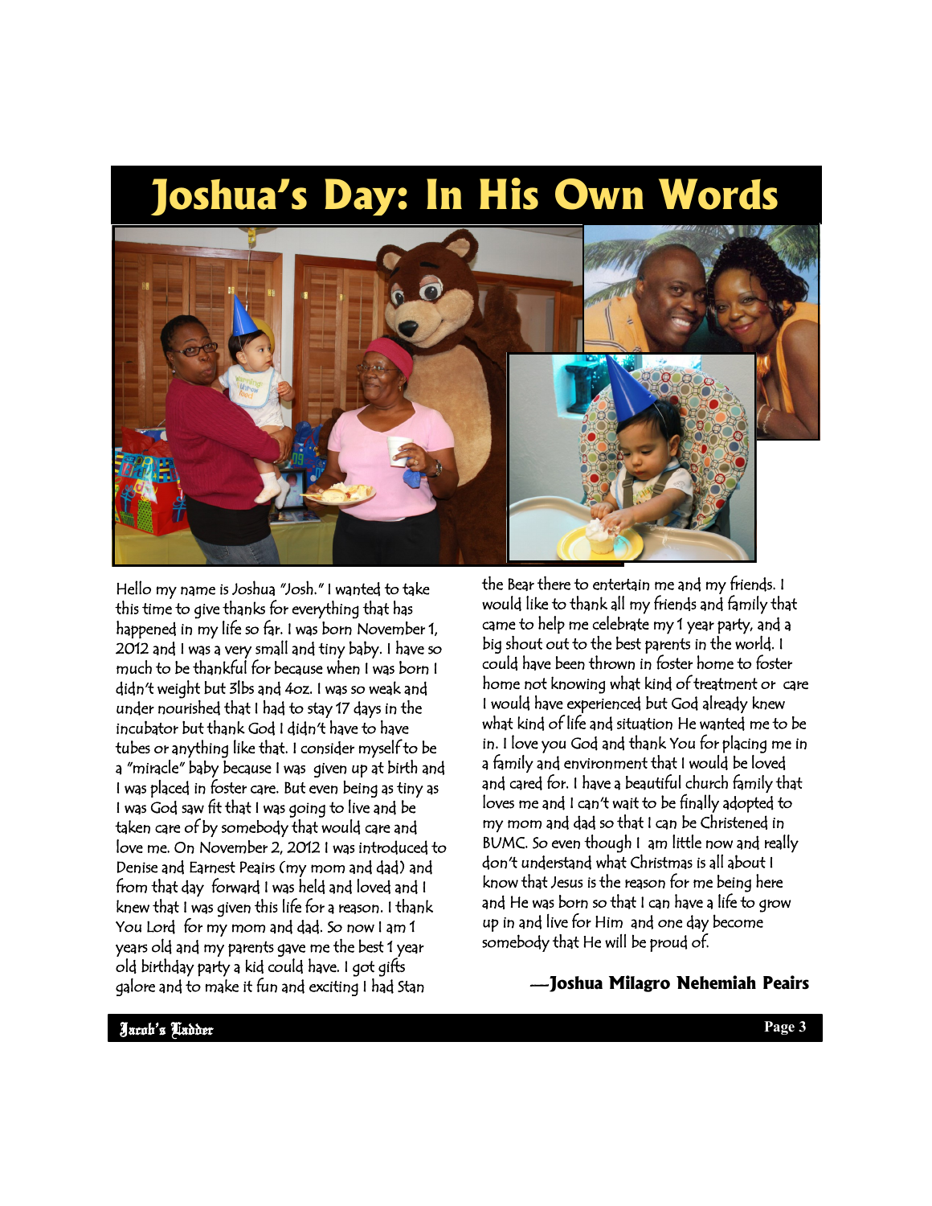# Joshua's Day: In His Own Words

Hello my name is Joshua "Josh." I wanted to take this time to give thanks for everything that has happened in my life so far. I was born November 1, 2012 and I was a very small and tiny baby. I have so much to be thankful for because when I was born I didn't weight but 3lbs and 4oz. I was so weak and under nourished that I had to stay 17 days in the incubator but thank God I didn't have to have tubes or anything like that. I consider myself to be a "miracle" baby because I was given up at birth and I was placed in foster care. But even being as tiny as I was God saw fit that I was going to live and be taken care of by somebody that would care and love me. On November 2, 2012 I was introduced to Denise and Earnest Peairs (my mom and dad) and from that day forward I was held and loved and I knew that I was given this life for a reason. I thank You Lord for my mom and dad. So now I am 1 years old and my parents gave me the best 1 year old birthday party a kid could have. I got gifts galore and to make it fun and exciting I had Stan the Bear there to entertain me and my friends. I would like to thank all my friends and family that came to help me celebrate my 1 year party, and a big shout out to the best parents in the world. I could have been thrown in foster home to foster home not knowing what kind of treatment or care I would have experienced but God already knew what kind of life and situation He wanted me to be in. I love you God and thank You for placing me in a family and environment that I would be loved and cared for. I have a beautiful church family that loves me and I can't wait to be finally adopted to my mom and dad so that I can be Christened in BUMC. So even though I am little now and really don't understand what Christmas is all about I know that Jesus is the reason for me being here and He was born so that I can have a life to grow up in and live for Him and one day become somebody that He will be proud of.

**—Joshua Milagro Nehemiah Peairs**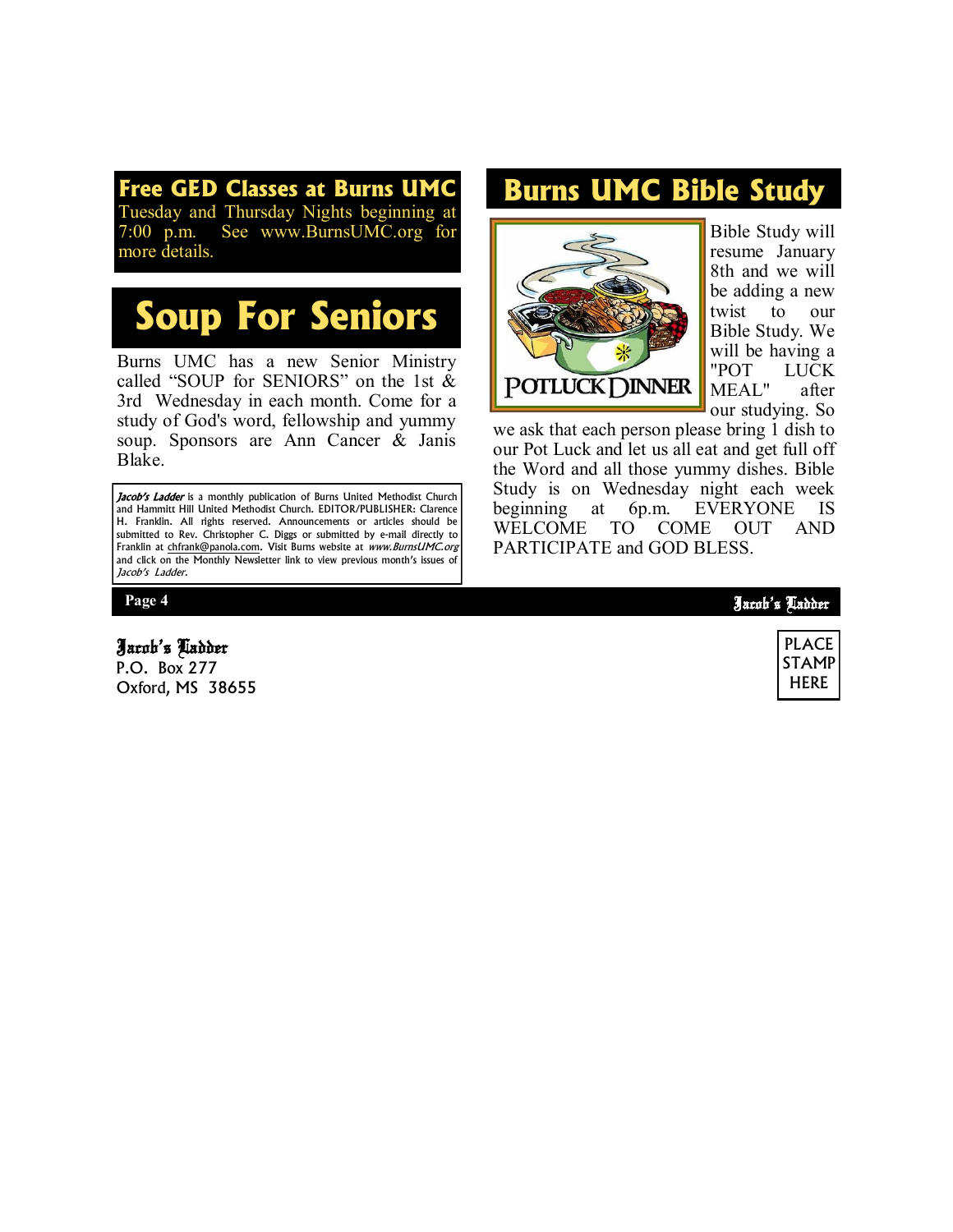## Free GED Classes at Burns UMC

Tuesday and Thursday Nights beginning at 7:00 p.m. See www.BurnsUMC.org for more details.

## Soup For Seniors

Burns UMC has a new Senior Ministry called "SOUP for SENIORS" on the 1st & 3rd Wednesday in each month. Come for a study of God's word, fellowship and yummy soup. Sponsors are Ann Cancer & Janis Blake.

*Jacob's Ladder* is a monthly publication of Burns United Methodist Church and Hammitt Hill United Methodist Church. EDITOR/PUBLISHER: Clarence H. Franklin. All rights reserved. Announcements or articles should be submitted to Rev. Christopher C. Diggs or submitted by e-mail directly to Franklin at chfrank@panola.com. Visit Burns website at *www.BurnsUMC.org* and click on the Monthly Newsletter link to view previous month's issues of *Jacob's Ladder*.

## Burns UMC Bible Study

POTLUCK DINNER

Bible Study will resume January 8th and we will be adding a new twist to our Bible Study. We will be having a "POT LUCK MEAL" after our studying. So we ask that each person please bring 1 dish to our Pot Luck and let us all eat and get full off the Word and all those yummy dishes. Bible Study is on Wednesday night each week beginning at 6p.m. EVERYONE IS WELCOME TO COME OUT AND PARTICIPATE and GOD BLESS.

Jacob's Ladder
P.O. Box 277
Oxford, MS 38655

PLACE STAMP HERE